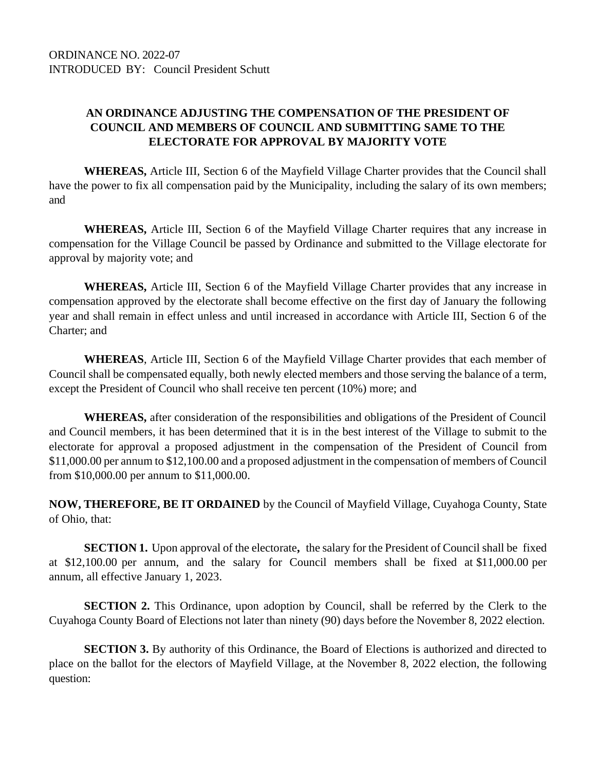ORDINANCE NO. 2022-07
INTRODUCED BY: Council President Schutt

**AN ORDINANCE ADJUSTING THE COMPENSATION OF THE PRESIDENT OF COUNCIL AND MEMBERS OF COUNCIL AND SUBMITTING SAME TO THE ELECTORATE FOR APPROVAL BY MAJORITY VOTE**

**WHEREAS,** Article III, Section 6 of the Mayfield Village Charter provides that the Council shall have the power to fix all compensation paid by the Municipality, including the salary of its own members; and

**WHEREAS,** Article III, Section 6 of the Mayfield Village Charter requires that any increase in compensation for the Village Council be passed by Ordinance and submitted to the Village electorate for approval by majority vote; and

**WHEREAS,** Article III, Section 6 of the Mayfield Village Charter provides that any increase in compensation approved by the electorate shall become effective on the first day of January the following year and shall remain in effect unless and until increased in accordance with Article III, Section 6 of the Charter; and

**WHEREAS**, Article III, Section 6 of the Mayfield Village Charter provides that each member of Council shall be compensated equally, both newly elected members and those serving the balance of a term, except the President of Council who shall receive ten percent (10%) more; and

**WHEREAS,** after consideration of the responsibilities and obligations of the President of Council and Council members, it has been determined that it is in the best interest of the Village to submit to the electorate for approval a proposed adjustment in the compensation of the President of Council from $11,000.00 per annum to $12,100.00 and a proposed adjustment in the compensation of members of Council from $10,000.00 per annum to $11,000.00.

**NOW, THEREFORE, BE IT ORDAINED** by the Council of Mayfield Village, Cuyahoga County, State of Ohio, that:

**SECTION 1.** Upon approval of the electorate**,** the salary for the President of Council shall be fixed at $12,100.00 per annum, and the salary for Council members shall be fixed at $11,000.00 per annum, all effective January 1, 2023.

**SECTION 2.** This Ordinance, upon adoption by Council, shall be referred by the Clerk to the Cuyahoga County Board of Elections not later than ninety (90) days before the November 8, 2022 election.

**SECTION 3.** By authority of this Ordinance, the Board of Elections is authorized and directed to place on the ballot for the electors of Mayfield Village, at the November 8, 2022 election, the following question: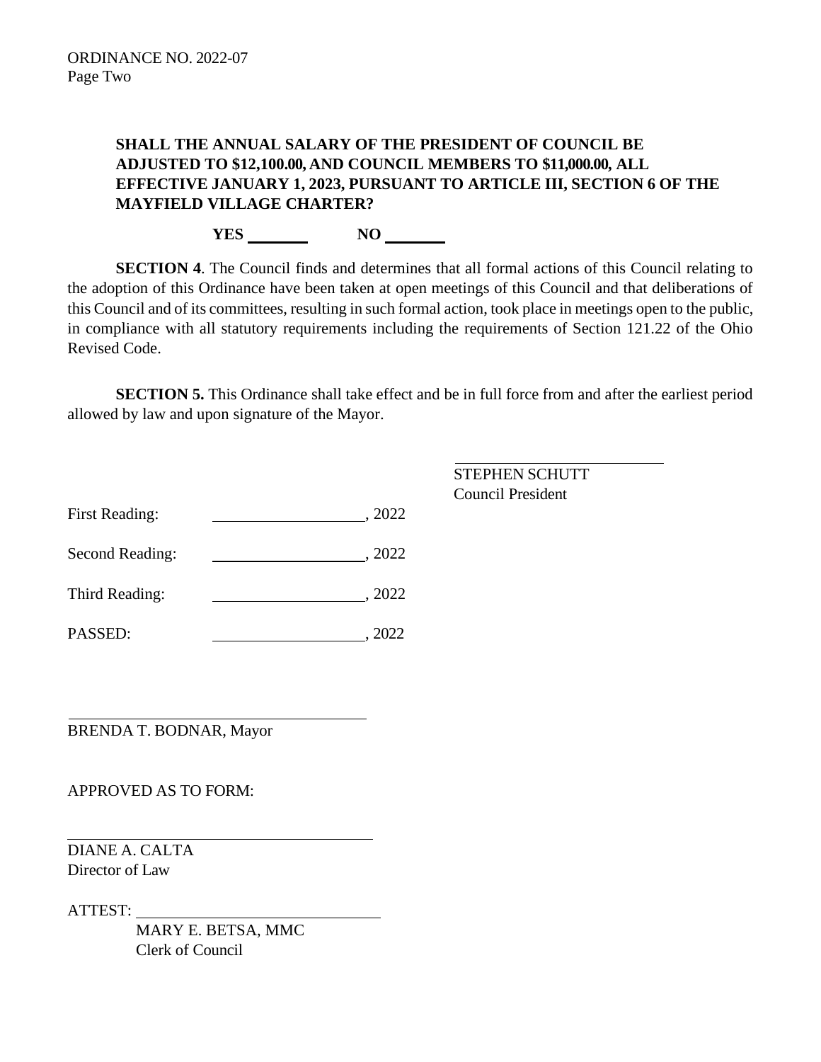**SHALL THE ANNUAL SALARY OF THE PRESIDENT OF COUNCIL BE ADJUSTED TO $12,100.00, AND COUNCIL MEMBERS TO $11,000.00, ALL EFFECTIVE JANUARY 1, 2023, PURSUANT TO ARTICLE III, SECTION 6 OF THE MAYFIELD VILLAGE CHARTER?**

**YES** _______ **NO** _______

**SECTION 4**. The Council finds and determines that all formal actions of this Council relating to the adoption of this Ordinance have been taken at open meetings of this Council and that deliberations of this Council and of its committees, resulting in such formal action, took place in meetings open to the public, in compliance with all statutory requirements including the requirements of Section 121.22 of the Ohio Revised Code.

**SECTION 5.** This Ordinance shall take effect and be in full force from and after the earliest period allowed by law and upon signature of the Mayor.

_________________________
STEPHEN SCHUTT
Council President

First Reading: _________________, 2022

Second Reading: _________________, 2022

Third Reading: _________________, 2022

PASSED: _________________, 2022

_________________________
BRENDA T. BODNAR, Mayor

APPROVED AS TO FORM:

_________________________
DIANE A. CALTA
Director of Law

ATTEST: _________________________
MARY E. BETSA, MMC
Clerk of Council